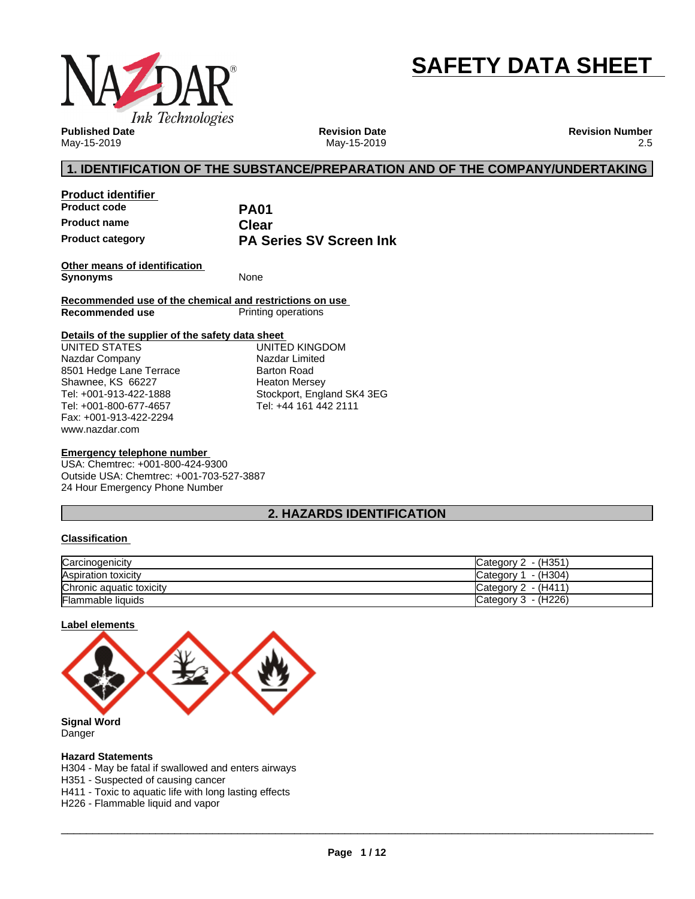# SAFETY DATA SHEET

**Published Date**
May-15-2019

**Revision Date**
May-15-2019

**Revision Number**
2.5

## 1. IDENTIFICATION OF THE SUBSTANCE/PREPARATION AND OF THE COMPANY/UNDERTAKING

**Product identifier**

| | |
|---|---|
| **Product code** | **PA01** |
| **Product name** | **Clear** |
| **Product category** | **PA Series SV Screen Ink** |

**Other means of identification**

**Synonyms** None

**Recommended use of the chemical and restrictions on use**

**Recommended use** Printing operations

**Details of the supplier of the safety data sheet**

UNITED STATES
Nazdar Company
8501 Hedge Lane Terrace
Shawnee, KS 66227
Tel: +001-913-422-1888
Tel: +001-800-677-4657
Fax: +001-913-422-2294
www.nazdar.com

UNITED KINGDOM
Nazdar Limited
Barton Road
Heaton Mersey
Stockport, England SK4 3EG
Tel: +44 161 442 2111

**Emergency telephone number**

USA: Chemtrec: +001-800-424-9300
Outside USA: Chemtrec: +001-703-527-3887
24 Hour Emergency Phone Number

## 2. HAZARDS IDENTIFICATION

**Classification**

| | |
|---|---|
| Carcinogenicity | Category 2 - (H351) |
| Aspiration toxicity | Category 1 - (H304) |
| Chronic aquatic toxicity | Category 2 - (H411) |
| Flammable liquids | Category 3 - (H226) |

**Label elements**

**Signal Word**
Danger

**Hazard Statements**
H304 - May be fatal if swallowed and enters airways
H351 - Suspected of causing cancer
H411 - Toxic to aquatic life with long lasting effects
H226 - Flammable liquid and vapor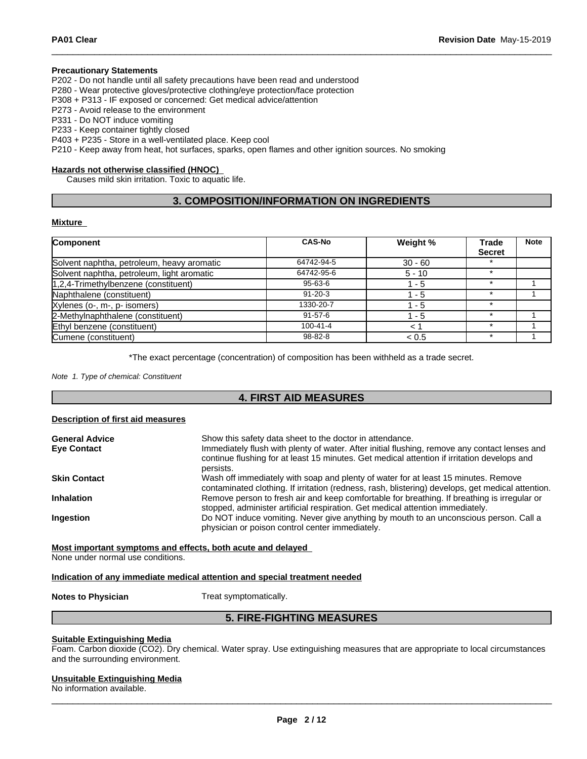**Precautionary Statements**
P202 - Do not handle until all safety precautions have been read and understood
P280 - Wear protective gloves/protective clothing/eye protection/face protection
P308 + P313 - IF exposed or concerned: Get medical advice/attention
P273 - Avoid release to the environment
P331 - Do NOT induce vomiting
P233 - Keep container tightly closed
P403 + P235 - Store in a well-ventilated place. Keep cool
P210 - Keep away from heat, hot surfaces, sparks, open flames and other ignition sources. No smoking

**Hazards not otherwise classified (HNOC)**

Causes mild skin irritation. Toxic to aquatic life.

## 3. COMPOSITION/INFORMATION ON INGREDIENTS

**Mixture**

| Component | CAS-No | Weight % | Trade Secret | Note |
|---|---|---|---|---|
| Solvent naphtha, petroleum, heavy aromatic | 64742-94-5 | 30 - 60 | * | |
| Solvent naphtha, petroleum, light aromatic | 64742-95-6 | 5 - 10 | * | |
| 1,2,4-Trimethylbenzene (constituent) | 95-63-6 | 1 - 5 | * | 1 |
| Naphthalene (constituent) | 91-20-3 | 1 - 5 | * | 1 |
| Xylenes (o-, m-, p- isomers) | 1330-20-7 | 1 - 5 | * | |
| 2-Methylnaphthalene (constituent) | 91-57-6 | 1 - 5 | * | 1 |
| Ethyl benzene (constituent) | 100-41-4 | < 1 | * | 1 |
| Cumene (constituent) | 98-82-8 | < 0.5 | * | 1 |

*The exact percentage (concentration) of composition has been withheld as a trade secret.

*Note 1. Type of chemical: Constituent*

## 4. FIRST AID MEASURES

**Description of first aid measures**

**General Advice** Show this safety data sheet to the doctor in attendance.

**Eye Contact** Immediately flush with plenty of water. After initial flushing, remove any contact lenses and continue flushing for at least 15 minutes. Get medical attention if irritation develops and persists.

**Skin Contact** Wash off immediately with soap and plenty of water for at least 15 minutes. Remove contaminated clothing. If irritation (redness, rash, blistering) develops, get medical attention.

**Inhalation** Remove person to fresh air and keep comfortable for breathing. If breathing is irregular or stopped, administer artificial respiration. Get medical attention immediately.

**Ingestion** Do NOT induce vomiting. Never give anything by mouth to an unconscious person. Call a physician or poison control center immediately.

**Most important symptoms and effects, both acute and delayed**

None under normal use conditions.

**Indication of any immediate medical attention and special treatment needed**

**Notes to Physician** Treat symptomatically.

## 5. FIRE-FIGHTING MEASURES

**Suitable Extinguishing Media**

Foam. Carbon dioxide ($CO_2$). Dry chemical. Water spray. Use extinguishing measures that are appropriate to local circumstances and the surrounding environment.

**Unsuitable Extinguishing Media**

No information available.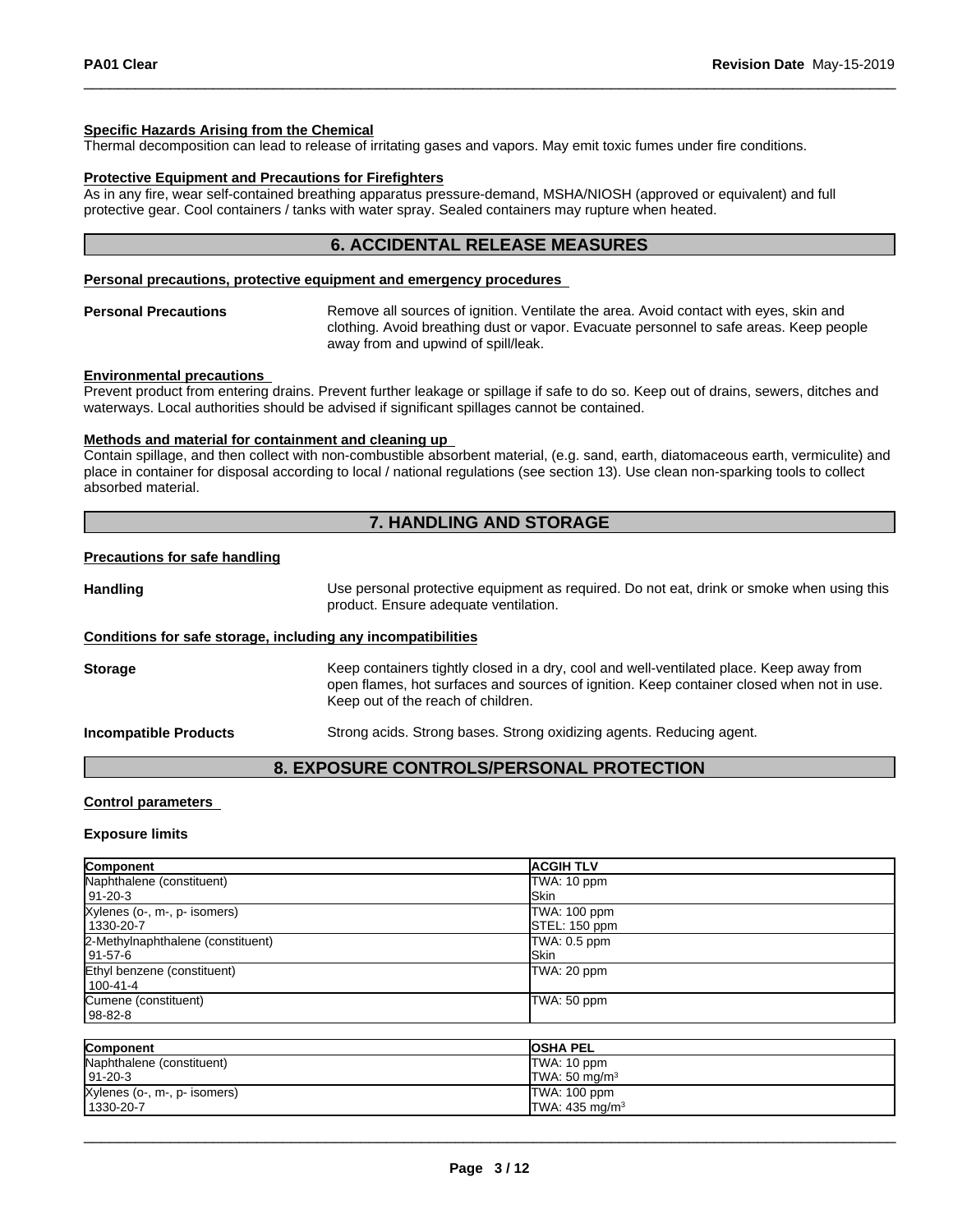**Specific Hazards Arising from the Chemical**

Thermal decomposition can lead to release of irritating gases and vapors. May emit toxic fumes under fire conditions.

**Protective Equipment and Precautions for Firefighters**

As in any fire, wear self-contained breathing apparatus pressure-demand, MSHA/NIOSH (approved or equivalent) and full protective gear. Cool containers / tanks with water spray. Sealed containers may rupture when heated.

## 6. ACCIDENTAL RELEASE MEASURES

**Personal precautions, protective equipment and emergency procedures**

**Personal Precautions** Remove all sources of ignition. Ventilate the area. Avoid contact with eyes, skin and clothing. Avoid breathing dust or vapor. Evacuate personnel to safe areas. Keep people away from and upwind of spill/leak.

**Environmental precautions**

Prevent product from entering drains. Prevent further leakage or spillage if safe to do so. Keep out of drains, sewers, ditches and waterways. Local authorities should be advised if significant spillages cannot be contained.

**Methods and material for containment and cleaning up**

Contain spillage, and then collect with non-combustible absorbent material, (e.g. sand, earth, diatomaceous earth, vermiculite) and place in container for disposal according to local / national regulations (see section 13). Use clean non-sparking tools to collect absorbed material.

## 7. HANDLING AND STORAGE

**Precautions for safe handling**

**Handling** Use personal protective equipment as required. Do not eat, drink or smoke when using this product. Ensure adequate ventilation.

**Conditions for safe storage, including any incompatibilities**

**Storage** Keep containers tightly closed in a dry, cool and well-ventilated place. Keep away from open flames, hot surfaces and sources of ignition. Keep container closed when not in use. Keep out of the reach of children.

**Incompatible Products** Strong acids. Strong bases. Strong oxidizing agents. Reducing agent.

## 8. EXPOSURE CONTROLS/PERSONAL PROTECTION

**Control parameters**

**Exposure limits**

| Component | ACGIH TLV |
|---|---|
| Naphthalene (constituent)<br>91-20-3 | TWA: 10 ppm<br>Skin |
| Xylenes (o-, m-, p- isomers)<br>1330-20-7 | TWA: 100 ppm<br>STEL: 150 ppm |
| 2-Methylnaphthalene (constituent)<br>91-57-6 | TWA: 0.5 ppm<br>Skin |
| Ethyl benzene (constituent)<br>100-41-4 | TWA: 20 ppm |
| Cumene (constituent)<br>98-82-8 | TWA: 50 ppm |

| Component | OSHA PEL |
|---|---|
| Naphthalene (constituent)<br>91-20-3 | TWA: 10 ppm<br>TWA: 50 mg/m$^3$ |
| Xylenes (o-, m-, p- isomers)<br>1330-20-7 | TWA: 100 ppm<br>TWA: 435 mg/m$^3$ |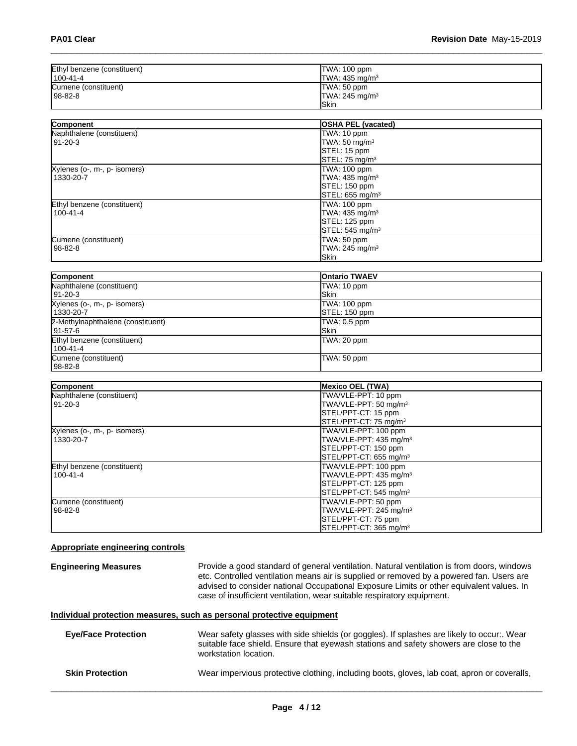| | |
|---|---|
| Ethyl benzene (constituent)<br>100-41-4 | TWA: 100 ppm<br>TWA: 435 mg/m³ |
| Cumene (constituent)<br>98-82-8 | TWA: 50 ppm<br>TWA: 245 mg/m³<br>Skin |

| Component | OSHA PEL (vacated) |
|---|---|
| Naphthalene (constituent)<br>91-20-3 | TWA: 10 ppm<br>TWA: 50 mg/m³<br>STEL: 15 ppm<br>STEL: 75 mg/m³ |
| Xylenes (o-, m-, p- isomers)<br>1330-20-7 | TWA: 100 ppm<br>TWA: 435 mg/m³<br>STEL: 150 ppm<br>STEL: 655 mg/m³ |
| Ethyl benzene (constituent)<br>100-41-4 | TWA: 100 ppm<br>TWA: 435 mg/m³<br>STEL: 125 ppm<br>STEL: 545 mg/m³ |
| Cumene (constituent)<br>98-82-8 | TWA: 50 ppm<br>TWA: 245 mg/m³<br>Skin |

| Component | Ontario TWAEV |
|---|---|
| Naphthalene (constituent)<br>91-20-3 | TWA: 10 ppm<br>Skin |
| Xylenes (o-, m-, p- isomers)<br>1330-20-7 | TWA: 100 ppm<br>STEL: 150 ppm |
| 2-Methylnaphthalene (constituent)<br>91-57-6 | TWA: 0.5 ppm<br>Skin |
| Ethyl benzene (constituent)<br>100-41-4 | TWA: 20 ppm |
| Cumene (constituent)<br>98-82-8 | TWA: 50 ppm |

| Component | Mexico OEL (TWA) |
|---|---|
| Naphthalene (constituent)<br>91-20-3 | TWA/VLE-PPT: 10 ppm<br>TWA/VLE-PPT: 50 mg/m³<br>STEL/PPT-CT: 15 ppm<br>STEL/PPT-CT: 75 mg/m³ |
| Xylenes (o-, m-, p- isomers)<br>1330-20-7 | TWA/VLE-PPT: 100 ppm<br>TWA/VLE-PPT: 435 mg/m³<br>STEL/PPT-CT: 150 ppm<br>STEL/PPT-CT: 655 mg/m³ |
| Ethyl benzene (constituent)<br>100-41-4 | TWA/VLE-PPT: 100 ppm<br>TWA/VLE-PPT: 435 mg/m³<br>STEL/PPT-CT: 125 ppm<br>STEL/PPT-CT: 545 mg/m³ |
| Cumene (constituent)<br>98-82-8 | TWA/VLE-PPT: 50 ppm<br>TWA/VLE-PPT: 245 mg/m³<br>STEL/PPT-CT: 75 ppm<br>STEL/PPT-CT: 365 mg/m³ |

**Appropriate engineering controls**

**Engineering Measures**

Provide a good standard of general ventilation. Natural ventilation is from doors, windows etc. Controlled ventilation means air is supplied or removed by a powered fan. Users are advised to consider national Occupational Exposure Limits or other equivalent values. In case of insufficient ventilation, wear suitable respiratory equipment.

**Individual protection measures, such as personal protective equipment**

**Eye/Face Protection**

Wear safety glasses with side shields (or goggles). If splashes are likely to occur:. Wear suitable face shield. Ensure that eyewash stations and safety showers are close to the workstation location.

**Skin Protection**

Wear impervious protective clothing, including boots, gloves, lab coat, apron or coveralls,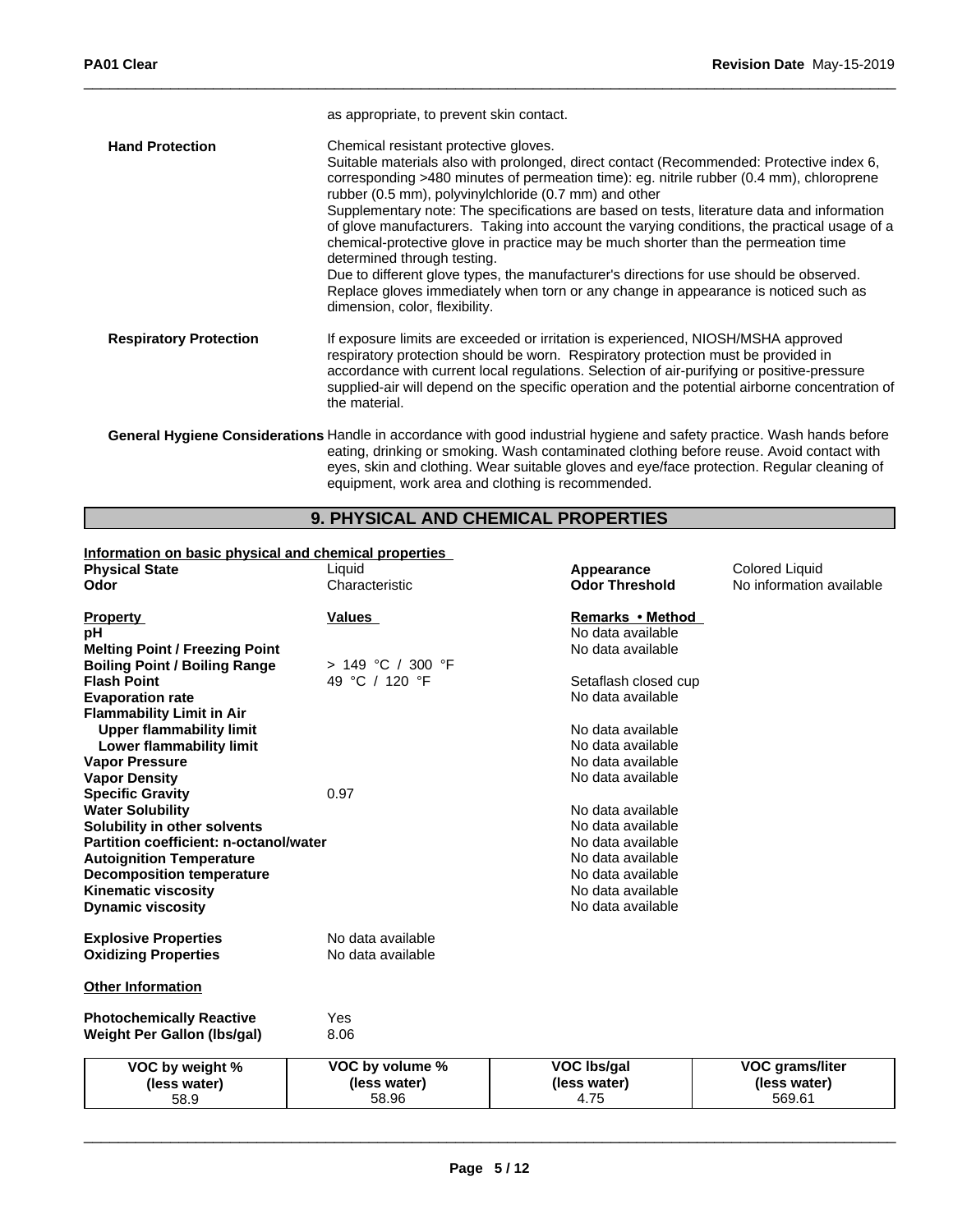as appropriate, to prevent skin contact.

**Hand Protection**

Chemical resistant protective gloves.
Suitable materials also with prolonged, direct contact (Recommended: Protective index 6, corresponding >480 minutes of permeation time): eg. nitrile rubber (0.4 mm), chloroprene rubber (0.5 mm), polyvinylchloride (0.7 mm) and other
Supplementary note: The specifications are based on tests, literature data and information of glove manufacturers. Taking into account the varying conditions, the practical usage of a chemical-protective glove in practice may be much shorter than the permeation time determined through testing.
Due to different glove types, the manufacturer's directions for use should be observed. Replace gloves immediately when torn or any change in appearance is noticed such as dimension, color, flexibility.

**Respiratory Protection**

If exposure limits are exceeded or irritation is experienced, NIOSH/MSHA approved respiratory protection should be worn. Respiratory protection must be provided in accordance with current local regulations. Selection of air-purifying or positive-pressure supplied-air will depend on the specific operation and the potential airborne concentration of the material.

**General Hygiene Considerations** Handle in accordance with good industrial hygiene and safety practice. Wash hands before eating, drinking or smoking. Wash contaminated clothing before reuse. Avoid contact with eyes, skin and clothing. Wear suitable gloves and eye/face protection. Regular cleaning of equipment, work area and clothing is recommended.

## 9. PHYSICAL AND CHEMICAL PROPERTIES

**Information on basic physical and chemical properties**

| | | | |
|---|---|---|---|
| **Physical State** | Liquid | **Appearance** | Colored Liquid |
| **Odor** | Characteristic | **Odor Threshold** | No information available |

| **Property** | **Values** | **Remarks • Method** |
|---|---|---|
| **pH** | | No data available |
| **Melting Point / Freezing Point** | | No data available |
| **Boiling Point / Boiling Range** | > 149 °C / 300 °F | |
| **Flash Point** | 49 °C / 120 °F | Setaflash closed cup |
| **Evaporation rate** | | No data available |
| **Flammability Limit in Air** | | |
| **Upper flammability limit** | | No data available |
| **Lower flammability limit** | | No data available |
| **Vapor Pressure** | | No data available |
| **Vapor Density** | | No data available |
| **Specific Gravity** | 0.97 | |
| **Water Solubility** | | No data available |
| **Solubility in other solvents** | | No data available |
| **Partition coefficient: n-octanol/water** | | No data available |
| **Autoignition Temperature** | | No data available |
| **Decomposition temperature** | | No data available |
| **Kinematic viscosity** | | No data available |
| **Dynamic viscosity** | | No data available |
| **Explosive Properties** | No data available | |
| **Oxidizing Properties** | No data available | |

**Other Information**

| | |
|---|---|
| **Photochemically Reactive** | Yes |
| **Weight Per Gallon (lbs/gal)** | 8.06 |

| VOC by weight % (less water) | VOC by volume % (less water) | VOC lbs/gal (less water) | VOC grams/liter (less water) |
|---|---|---|---|
| 58.9 | 58.96 | 4.75 | 569.61 |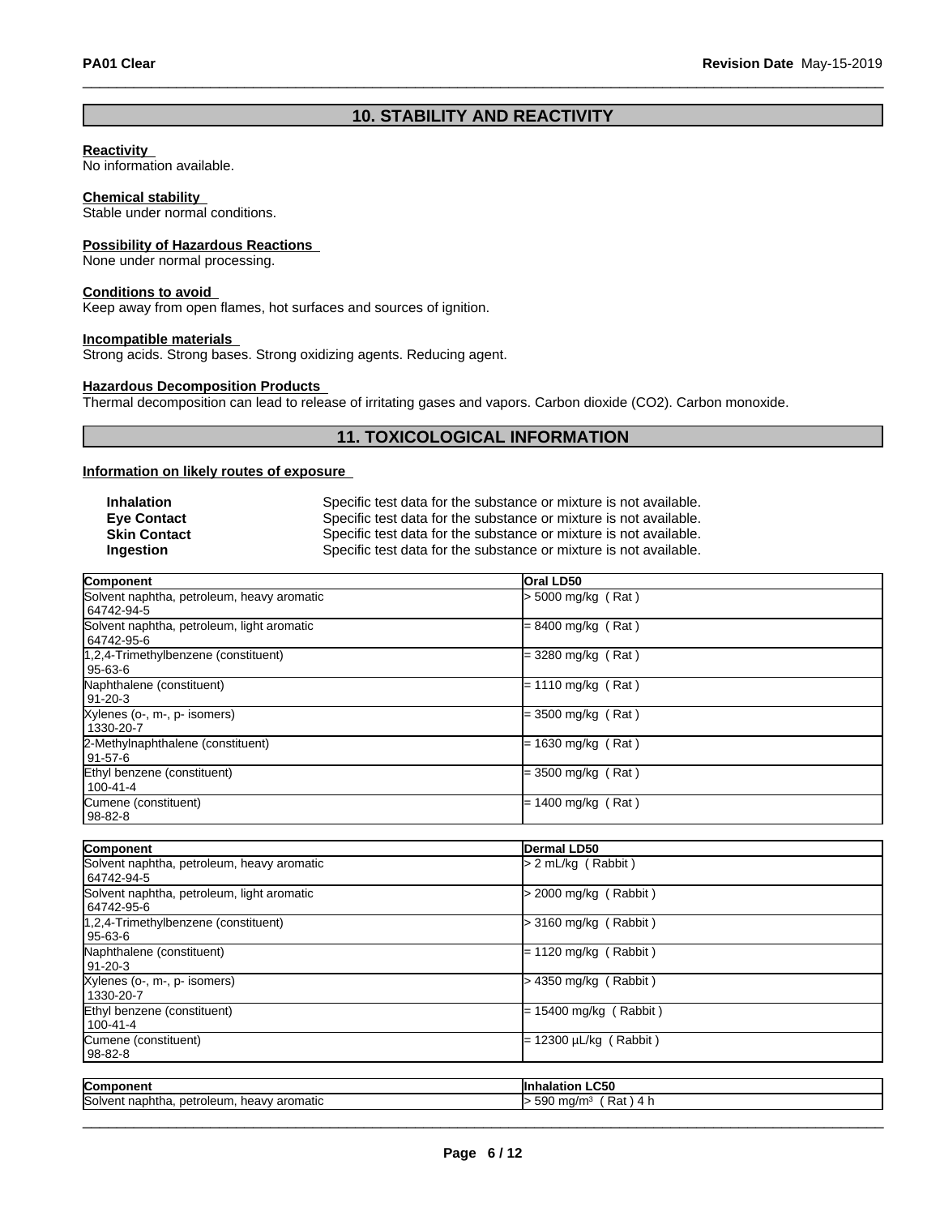## 10. STABILITY AND REACTIVITY

**Reactivity**
No information available.

**Chemical stability**
Stable under normal conditions.

**Possibility of Hazardous Reactions**
None under normal processing.

**Conditions to avoid**
Keep away from open flames, hot surfaces and sources of ignition.

**Incompatible materials**
Strong acids. Strong bases. Strong oxidizing agents. Reducing agent.

**Hazardous Decomposition Products**
Thermal decomposition can lead to release of irritating gases and vapors. Carbon dioxide ($CO_2$). Carbon monoxide.

## 11. TOXICOLOGICAL INFORMATION

**Information on likely routes of exposure**

| | |
|---|---|
| **Inhalation** | Specific test data for the substance or mixture is not available. |
| **Eye Contact** | Specific test data for the substance or mixture is not available. |
| **Skin Contact** | Specific test data for the substance or mixture is not available. |
| **Ingestion** | Specific test data for the substance or mixture is not available. |

| Component | Oral LD50 |
|---|---|
| Solvent naphtha, petroleum, heavy aromatic 64742-94-5 | > 5000 mg/kg ( Rat ) |
| Solvent naphtha, petroleum, light aromatic 64742-95-6 | = 8400 mg/kg ( Rat ) |
| 1,2,4-Trimethylbenzene (constituent) 95-63-6 | = 3280 mg/kg ( Rat ) |
| Naphthalene (constituent) 91-20-3 | = 1110 mg/kg ( Rat ) |
| Xylenes (o-, m-, p- isomers) 1330-20-7 | = 3500 mg/kg ( Rat ) |
| 2-Methylnaphthalene (constituent) 91-57-6 | = 1630 mg/kg ( Rat ) |
| Ethyl benzene (constituent) 100-41-4 | = 3500 mg/kg ( Rat ) |
| Cumene (constituent) 98-82-8 | = 1400 mg/kg ( Rat ) |

| Component | Dermal LD50 |
|---|---|
| Solvent naphtha, petroleum, heavy aromatic 64742-94-5 | > 2 mL/kg ( Rabbit ) |
| Solvent naphtha, petroleum, light aromatic 64742-95-6 | > 2000 mg/kg ( Rabbit ) |
| 1,2,4-Trimethylbenzene (constituent) 95-63-6 | > 3160 mg/kg ( Rabbit ) |
| Naphthalene (constituent) 91-20-3 | = 1120 mg/kg ( Rabbit ) |
| Xylenes (o-, m-, p- isomers) 1330-20-7 | > 4350 mg/kg ( Rabbit ) |
| Ethyl benzene (constituent) 100-41-4 | = 15400 mg/kg ( Rabbit ) |
| Cumene (constituent) 98-82-8 | = 12300 µL/kg ( Rabbit ) |

| Component | Inhalation LC50 |
|---|---|
| Solvent naphtha, petroleum, heavy aromatic | > 590 mg/m³ ( Rat ) 4 h |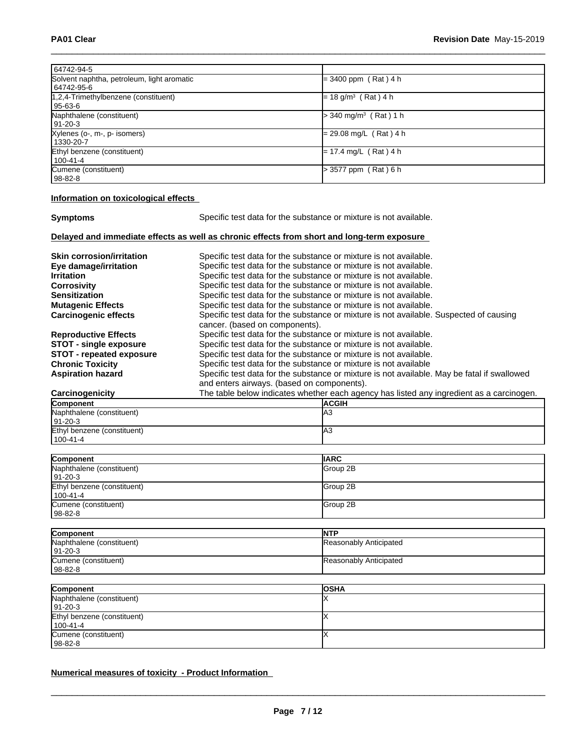| | |
|---|---|
| 64742-94-5 | |
| Solvent naphtha, petroleum, light aromatic 64742-95-6 | = 3400 ppm ( Rat ) 4 h |
| 1,2,4-Trimethylbenzene (constituent) 95-63-6 | = 18 g/m³ ( Rat ) 4 h |
| Naphthalene (constituent) 91-20-3 | > 340 mg/m³ ( Rat ) 1 h |
| Xylenes (o-, m-, p- isomers) 1330-20-7 | = 29.08 mg/L ( Rat ) 4 h |
| Ethyl benzene (constituent) 100-41-4 | = 17.4 mg/L ( Rat ) 4 h |
| Cumene (constituent) 98-82-8 | > 3577 ppm ( Rat ) 6 h |

**Information on toxicological effects**

**Symptoms** Specific test data for the substance or mixture is not available.

**Delayed and immediate effects as well as chronic effects from short and long-term exposure**

**Skin corrosion/irritation** Specific test data for the substance or mixture is not available.
**Eye damage/irritation** Specific test data for the substance or mixture is not available.
**Irritation** Specific test data for the substance or mixture is not available.
**Corrosivity** Specific test data for the substance or mixture is not available.
**Sensitization** Specific test data for the substance or mixture is not available.
**Mutagenic Effects** Specific test data for the substance or mixture is not available.
**Carcinogenic effects** Specific test data for the substance or mixture is not available. Suspected of causing cancer. (based on components).
**Reproductive Effects** Specific test data for the substance or mixture is not available.
**STOT - single exposure** Specific test data for the substance or mixture is not available.
**STOT - repeated exposure** Specific test data for the substance or mixture is not available.
**Chronic Toxicity** Specific test data for the substance or mixture is not available
**Aspiration hazard** Specific test data for the substance or mixture is not available. May be fatal if swallowed and enters airways. (based on components).
**Carcinogenicity** The table below indicates whether each agency has listed any ingredient as a carcinogen.

| Component | ACGIH |
|---|---|
| Naphthalene (constituent) 91-20-3 | A3 |
| Ethyl benzene (constituent) 100-41-4 | A3 |

| Component | IARC |
|---|---|
| Naphthalene (constituent) 91-20-3 | Group 2B |
| Ethyl benzene (constituent) 100-41-4 | Group 2B |
| Cumene (constituent) 98-82-8 | Group 2B |

| Component | NTP |
|---|---|
| Naphthalene (constituent) 91-20-3 | Reasonably Anticipated |
| Cumene (constituent) 98-82-8 | Reasonably Anticipated |

| Component | OSHA |
|---|---|
| Naphthalene (constituent) 91-20-3 | X |
| Ethyl benzene (constituent) 100-41-4 | X |
| Cumene (constituent) 98-82-8 | X |

**Numerical measures of toxicity - Product Information**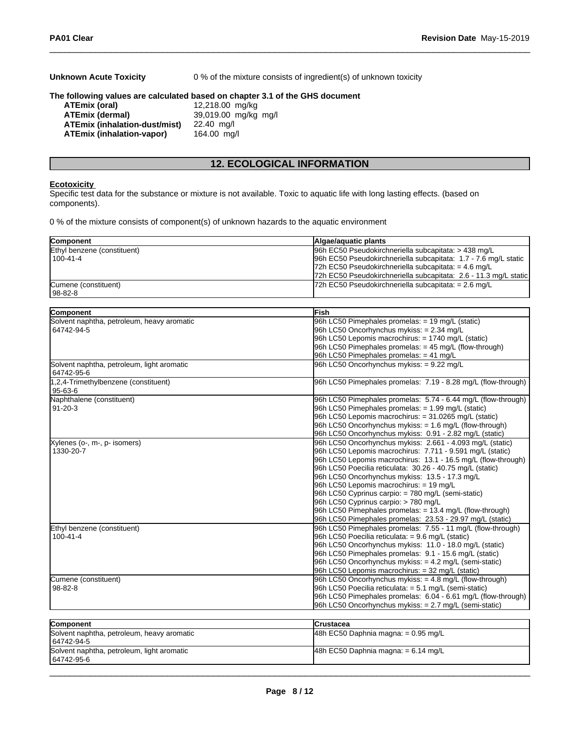**Unknown Acute Toxicity** 0 % of the mixture consists of ingredient(s) of unknown toxicity

**The following values are calculated based on chapter 3.1 of the GHS document**

| | |
|---|---|
| **ATEmix (oral)** | 12,218.00 mg/kg |
| **ATEmix (dermal)** | 39,019.00 mg/kg mg/l |
| **ATEmix (inhalation-dust/mist)** | 22.40 mg/l |
| **ATEmix (inhalation-vapor)** | 164.00 mg/l |

## 12. ECOLOGICAL INFORMATION

**Ecotoxicity**

Specific test data for the substance or mixture is not available. Toxic to aquatic life with long lasting effects. (based on components).

0 % of the mixture consists of component(s) of unknown hazards to the aquatic environment

| Component | Algae/aquatic plants |
|---|---|
| Ethyl benzene (constituent)<br>100-41-4 | 96h EC50 Pseudokirchneriella subcapitata: > 438 mg/L<br>96h EC50 Pseudokirchneriella subcapitata: 1.7 - 7.6 mg/L static<br>72h EC50 Pseudokirchneriella subcapitata: = 4.6 mg/L<br>72h EC50 Pseudokirchneriella subcapitata: 2.6 - 11.3 mg/L static |
| Cumene (constituent)<br>98-82-8 | 72h EC50 Pseudokirchneriella subcapitata: = 2.6 mg/L |

| Component | Fish |
|---|---|
| Solvent naphtha, petroleum, heavy aromatic<br>64742-94-5 | 96h LC50 Pimephales promelas: = 19 mg/L (static)<br>96h LC50 Oncorhynchus mykiss: = 2.34 mg/L<br>96h LC50 Lepomis macrochirus: = 1740 mg/L (static)<br>96h LC50 Pimephales promelas: = 45 mg/L (flow-through)<br>96h LC50 Pimephales promelas: = 41 mg/L |
| Solvent naphtha, petroleum, light aromatic<br>64742-95-6 | 96h LC50 Oncorhynchus mykiss: = 9.22 mg/L |
| 1,2,4-Trimethylbenzene (constituent)<br>95-63-6 | 96h LC50 Pimephales promelas: 7.19 - 8.28 mg/L (flow-through) |
| Naphthalene (constituent)<br>91-20-3 | 96h LC50 Pimephales promelas: 5.74 - 6.44 mg/L (flow-through)<br>96h LC50 Pimephales promelas: = 1.99 mg/L (static)<br>96h LC50 Lepomis macrochirus: = 31.0265 mg/L (static)<br>96h LC50 Oncorhynchus mykiss: = 1.6 mg/L (flow-through)<br>96h LC50 Oncorhynchus mykiss: 0.91 - 2.82 mg/L (static) |
| Xylenes (o-, m-, p- isomers)<br>1330-20-7 | 96h LC50 Oncorhynchus mykiss: 2.661 - 4.093 mg/L (static)<br>96h LC50 Lepomis macrochirus: 7.711 - 9.591 mg/L (static)<br>96h LC50 Lepomis macrochirus: 13.1 - 16.5 mg/L (flow-through)<br>96h LC50 Poecilia reticulata: 30.26 - 40.75 mg/L (static)<br>96h LC50 Oncorhynchus mykiss: 13.5 - 17.3 mg/L<br>96h LC50 Lepomis macrochirus: = 19 mg/L<br>96h LC50 Cyprinus carpio: = 780 mg/L (semi-static)<br>96h LC50 Cyprinus carpio: > 780 mg/L<br>96h LC50 Pimephales promelas: = 13.4 mg/L (flow-through)<br>96h LC50 Pimephales promelas: 23.53 - 29.97 mg/L (static) |
| Ethyl benzene (constituent)<br>100-41-4 | 96h LC50 Pimephales promelas: 7.55 - 11 mg/L (flow-through)<br>96h LC50 Poecilia reticulata: = 9.6 mg/L (static)<br>96h LC50 Oncorhynchus mykiss: 11.0 - 18.0 mg/L (static)<br>96h LC50 Pimephales promelas: 9.1 - 15.6 mg/L (static)<br>96h LC50 Oncorhynchus mykiss: = 4.2 mg/L (semi-static)<br>96h LC50 Lepomis macrochirus: = 32 mg/L (static) |
| Cumene (constituent)<br>98-82-8 | 96h LC50 Oncorhynchus mykiss: = 4.8 mg/L (flow-through)<br>96h LC50 Poecilia reticulata: = 5.1 mg/L (semi-static)<br>96h LC50 Pimephales promelas: 6.04 - 6.61 mg/L (flow-through)<br>96h LC50 Oncorhynchus mykiss: = 2.7 mg/L (semi-static) |

| Component | Crustacea |
|---|---|
| Solvent naphtha, petroleum, heavy aromatic<br>64742-94-5 | 48h EC50 Daphnia magna: = 0.95 mg/L |
| Solvent naphtha, petroleum, light aromatic<br>64742-95-6 | 48h EC50 Daphnia magna: = 6.14 mg/L |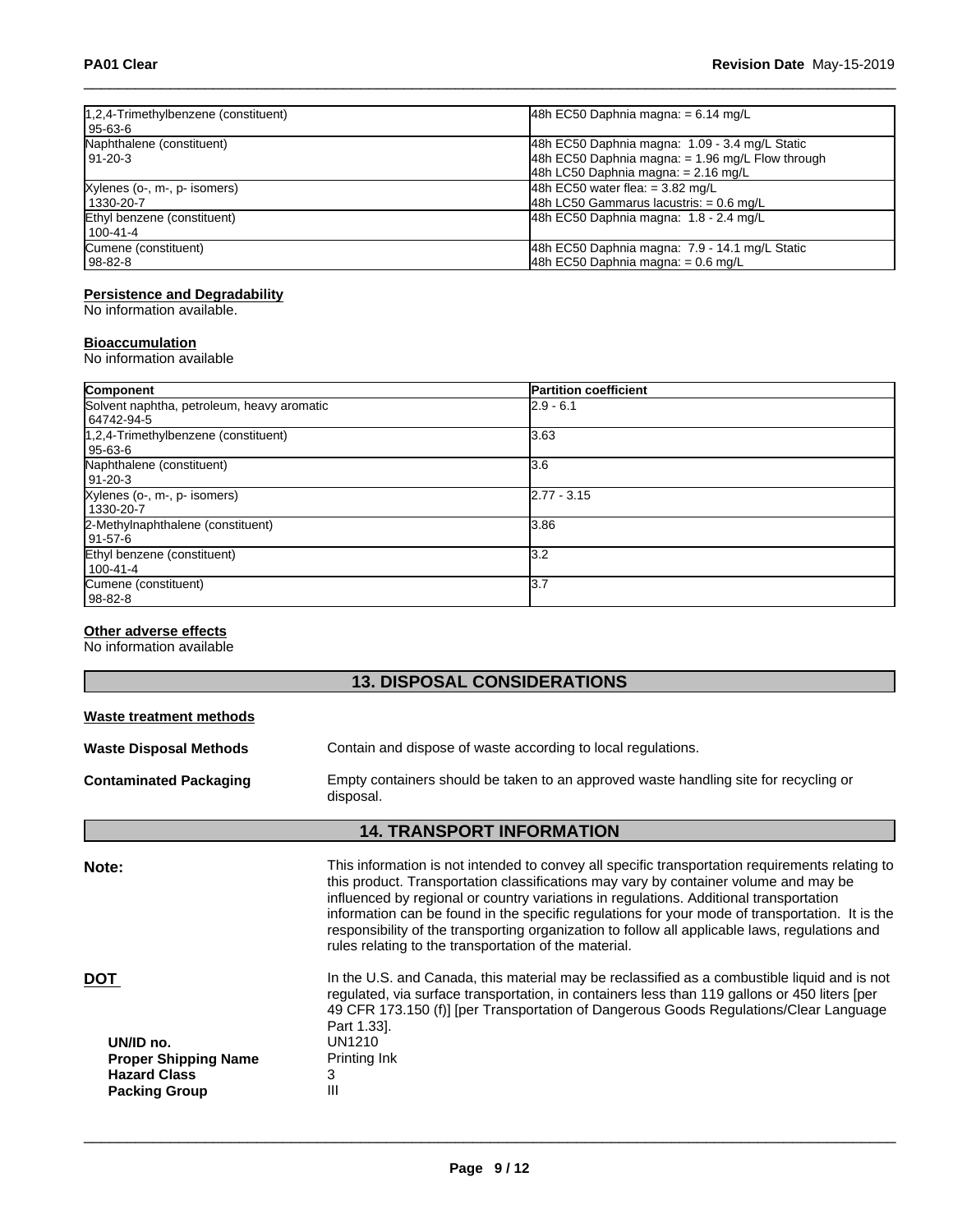| | |
|---|---|
| 1,2,4-Trimethylbenzene (constituent) 95-63-6 | 48h EC50 Daphnia magna: = 6.14 mg/L |
| Naphthalene (constituent) 91-20-3 | 48h EC50 Daphnia magna: 1.09 - 3.4 mg/L Static<br>48h EC50 Daphnia magna: = 1.96 mg/L Flow through<br>48h LC50 Daphnia magna: = 2.16 mg/L |
| Xylenes (o-, m-, p- isomers) 1330-20-7 | 48h EC50 water flea: = 3.82 mg/L<br>48h LC50 Gammarus lacustris: = 0.6 mg/L |
| Ethyl benzene (constituent) 100-41-4 | 48h EC50 Daphnia magna: 1.8 - 2.4 mg/L |
| Cumene (constituent) 98-82-8 | 48h EC50 Daphnia magna: 7.9 - 14.1 mg/L Static<br>48h EC50 Daphnia magna: = 0.6 mg/L |

**Persistence and Degradability**

No information available.

**Bioaccumulation**

No information available

| Component | Partition coefficient |
|---|---|
| Solvent naphtha, petroleum, heavy aromatic 64742-94-5 | 2.9 - 6.1 |
| 1,2,4-Trimethylbenzene (constituent) 95-63-6 | 3.63 |
| Naphthalene (constituent) 91-20-3 | 3.6 |
| Xylenes (o-, m-, p- isomers) 1330-20-7 | 2.77 - 3.15 |
| 2-Methylnaphthalene (constituent) 91-57-6 | 3.86 |
| Ethyl benzene (constituent) 100-41-4 | 3.2 |
| Cumene (constituent) 98-82-8 | 3.7 |

**Other adverse effects**

No information available

## 13. DISPOSAL CONSIDERATIONS

**Waste treatment methods**

**Waste Disposal Methods** Contain and dispose of waste according to local regulations.

**Contaminated Packaging** Empty containers should be taken to an approved waste handling site for recycling or disposal.

## 14. TRANSPORT INFORMATION

**Note:** This information is not intended to convey all specific transportation requirements relating to this product. Transportation classifications may vary by container volume and may be influenced by regional or country variations in regulations. Additional transportation information can be found in the specific regulations for your mode of transportation. It is the responsibility of the transporting organization to follow all applicable laws, regulations and rules relating to the transportation of the material.

**DOT** In the U.S. and Canada, this material may be reclassified as a combustible liquid and is not regulated, via surface transportation, in containers less than 119 gallons or 450 liters [per 49 CFR 173.150 (f)] [per Transportation of Dangerous Goods Regulations/Clear Language Part 1.33].

**UN/ID no.** UN1210
**Proper Shipping Name** Printing Ink
**Hazard Class** 3
**Packing Group** III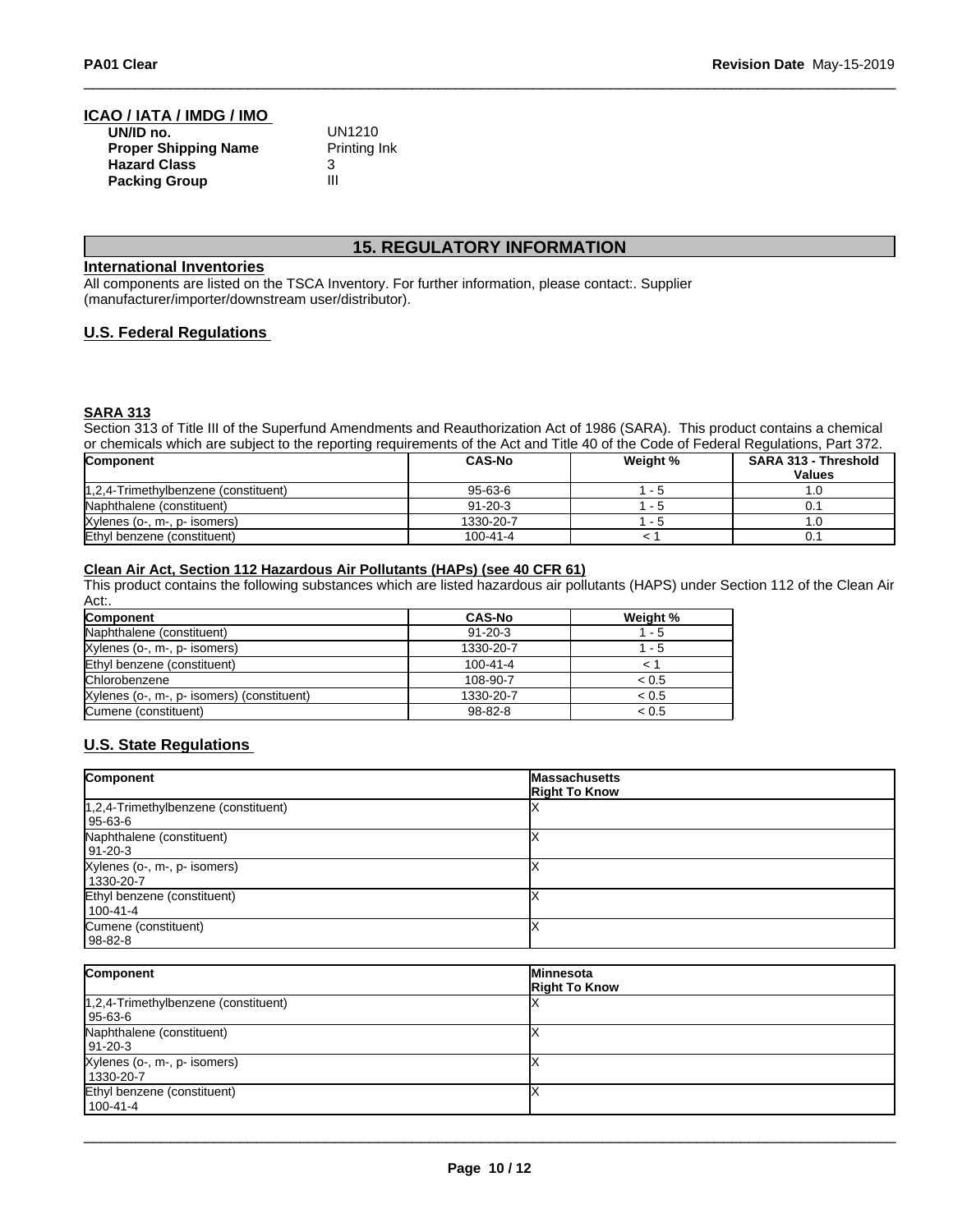### ICAO / IATA / IMDG / IMO

**UN/ID no.** UN1210
**Proper Shipping Name** Printing Ink
**Hazard Class** 3
**Packing Group** III

## 15. REGULATORY INFORMATION

### International Inventories

All components are listed on the TSCA Inventory. For further information, please contact:. Supplier (manufacturer/importer/downstream user/distributor).

### U.S. Federal Regulations

### SARA 313

Section 313 of Title III of the Superfund Amendments and Reauthorization Act of 1986 (SARA). This product contains a chemical or chemicals which are subject to the reporting requirements of the Act and Title 40 of the Code of Federal Regulations, Part 372.

| Component | CAS-No | Weight % | SARA 313 - Threshold Values |
|---|---|---|---|
| 1,2,4-Trimethylbenzene (constituent) | 95-63-6 | 1 - 5 | 1.0 |
| Naphthalene (constituent) | 91-20-3 | 1 - 5 | 0.1 |
| Xylenes (o-, m-, p- isomers) | 1330-20-7 | 1 - 5 | 1.0 |
| Ethyl benzene (constituent) | 100-41-4 | < 1 | 0.1 |

### Clean Air Act, Section 112 Hazardous Air Pollutants (HAPs) (see 40 CFR 61)

This product contains the following substances which are listed hazardous air pollutants (HAPS) under Section 112 of the Clean Air Act:.

| Component | CAS-No | Weight % |
|---|---|---|
| Naphthalene (constituent) | 91-20-3 | 1 - 5 |
| Xylenes (o-, m-, p- isomers) | 1330-20-7 | 1 - 5 |
| Ethyl benzene (constituent) | 100-41-4 | < 1 |
| Chlorobenzene | 108-90-7 | < 0.5 |
| Xylenes (o-, m-, p- isomers) (constituent) | 1330-20-7 | < 0.5 |
| Cumene (constituent) | 98-82-8 | < 0.5 |

### U.S. State Regulations

| Component | Massachusetts Right To Know |
|---|---|
| 1,2,4-Trimethylbenzene (constituent) 95-63-6 | X |
| Naphthalene (constituent) 91-20-3 | X |
| Xylenes (o-, m-, p- isomers) 1330-20-7 | X |
| Ethyl benzene (constituent) 100-41-4 | X |
| Cumene (constituent) 98-82-8 | X |

| Component | Minnesota Right To Know |
|---|---|
| 1,2,4-Trimethylbenzene (constituent) 95-63-6 | X |
| Naphthalene (constituent) 91-20-3 | X |
| Xylenes (o-, m-, p- isomers) 1330-20-7 | X |
| Ethyl benzene (constituent) 100-41-4 | X |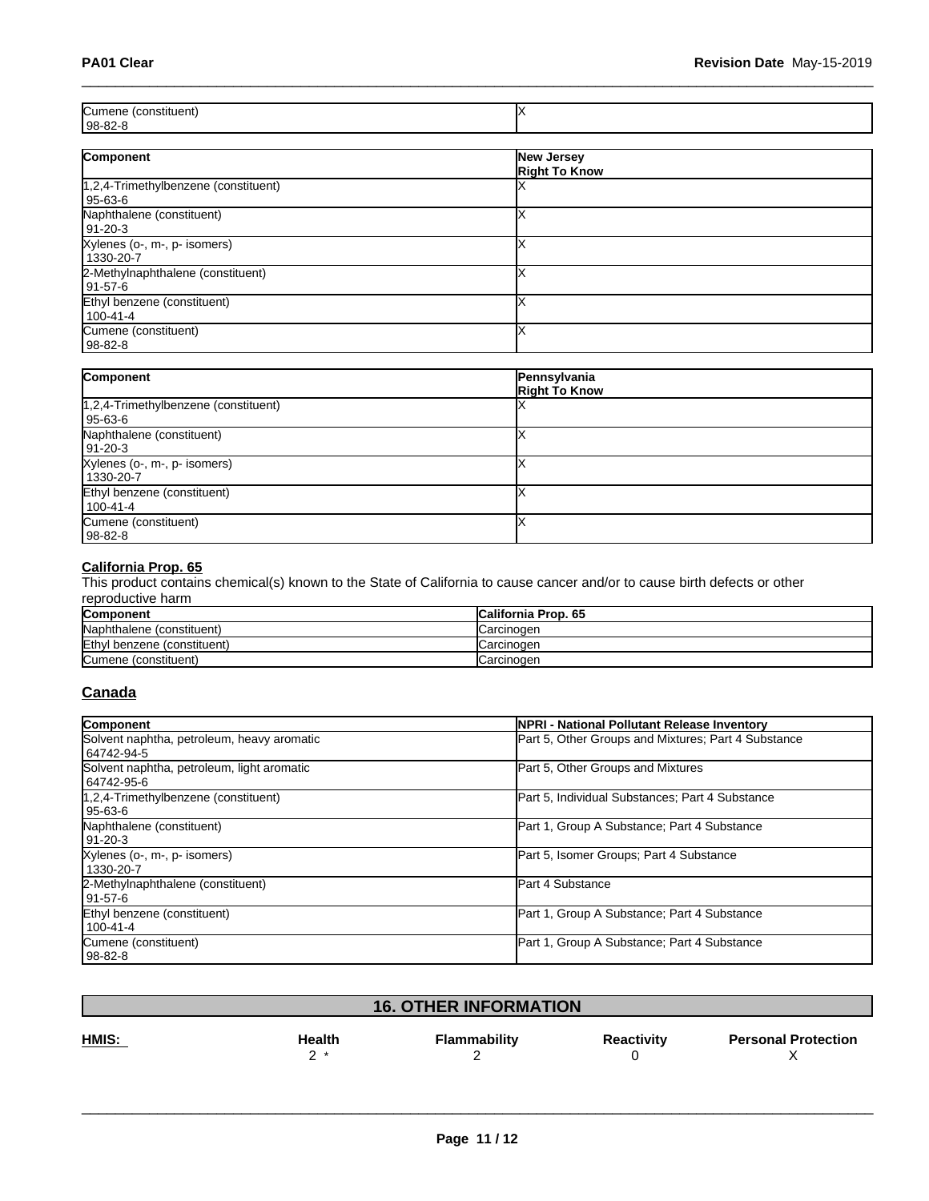| Cumene (constituent)<br>98-82-8 | X |
|---|---|

| Component | New Jersey<br>Right To Know |
|---|---|
| 1,2,4-Trimethylbenzene (constituent)<br>95-63-6 | X |
| Naphthalene (constituent)<br>91-20-3 | X |
| Xylenes (o-, m-, p- isomers)<br>1330-20-7 | X |
| 2-Methylnaphthalene (constituent)<br>91-57-6 | X |
| Ethyl benzene (constituent)<br>100-41-4 | X |
| Cumene (constituent)<br>98-82-8 | X |

| Component | Pennsylvania<br>Right To Know |
|---|---|
| 1,2,4-Trimethylbenzene (constituent)<br>95-63-6 | X |
| Naphthalene (constituent)<br>91-20-3 | X |
| Xylenes (o-, m-, p- isomers)<br>1330-20-7 | X |
| Ethyl benzene (constituent)<br>100-41-4 | X |
| Cumene (constituent)<br>98-82-8 | X |

**California Prop. 65**

This product contains chemical(s) known to the State of California to cause cancer and/or to cause birth defects or other reproductive harm

| Component | California Prop. 65 |
|---|---|
| Naphthalene (constituent) | Carcinogen |
| Ethyl benzene (constituent) | Carcinogen |
| Cumene (constituent) | Carcinogen |

## Canada

| Component | NPRI - National Pollutant Release Inventory |
|---|---|
| Solvent naphtha, petroleum, heavy aromatic<br>64742-94-5 | Part 5, Other Groups and Mixtures; Part 4 Substance |
| Solvent naphtha, petroleum, light aromatic<br>64742-95-6 | Part 5, Other Groups and Mixtures |
| 1,2,4-Trimethylbenzene (constituent)<br>95-63-6 | Part 5, Individual Substances; Part 4 Substance |
| Naphthalene (constituent)<br>91-20-3 | Part 1, Group A Substance; Part 4 Substance |
| Xylenes (o-, m-, p- isomers)<br>1330-20-7 | Part 5, Isomer Groups; Part 4 Substance |
| 2-Methylnaphthalene (constituent)<br>91-57-6 | Part 4 Substance |
| Ethyl benzene (constituent)<br>100-41-4 | Part 1, Group A Substance; Part 4 Substance |
| Cumene (constituent)<br>98-82-8 | Part 1, Group A Substance; Part 4 Substance |

## 16. OTHER INFORMATION

| HMIS: | Health | Flammability | Reactivity | Personal Protection |
|---|---|---|---|---|
| | 2 * | 2 | 0 | X |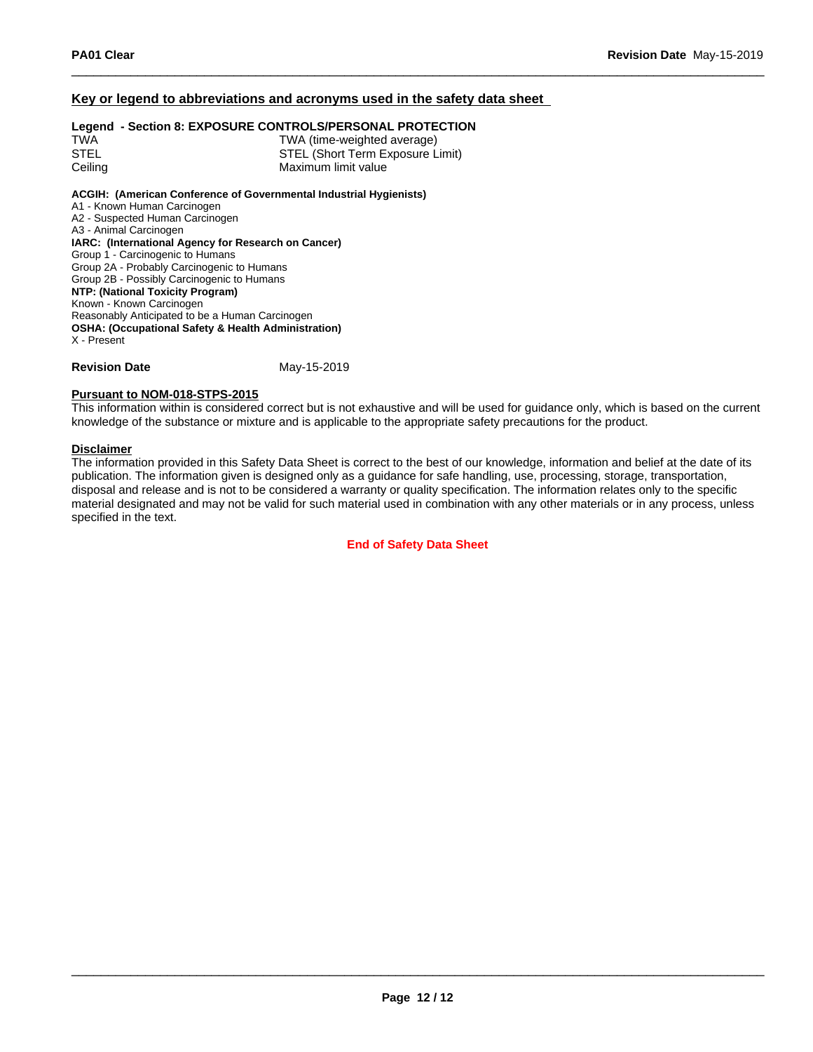## Key or legend to abbreviations and acronyms used in the safety data sheet

**Legend - Section 8: EXPOSURE CONTROLS/PERSONAL PROTECTION**

| | |
|---|---|
| TWA | TWA (time-weighted average) |
| STEL | STEL (Short Term Exposure Limit) |
| Ceiling | Maximum limit value |

**ACGIH: (American Conference of Governmental Industrial Hygienists)**
A1 - Known Human Carcinogen
A2 - Suspected Human Carcinogen
A3 - Animal Carcinogen
**IARC: (International Agency for Research on Cancer)**
Group 1 - Carcinogenic to Humans
Group 2A - Probably Carcinogenic to Humans
Group 2B - Possibly Carcinogenic to Humans
**NTP: (National Toxicity Program)**
Known - Known Carcinogen
Reasonably Anticipated to be a Human Carcinogen
**OSHA: (Occupational Safety & Health Administration)**
X - Present

**Revision Date** May-15-2019

**Pursuant to NOM-018-STPS-2015**

This information within is considered correct but is not exhaustive and will be used for guidance only, which is based on the current knowledge of the substance or mixture and is applicable to the appropriate safety precautions for the product.

**Disclaimer**

The information provided in this Safety Data Sheet is correct to the best of our knowledge, information and belief at the date of its publication. The information given is designed only as a guidance for safe handling, use, processing, storage, transportation, disposal and release and is not to be considered a warranty or quality specification. The information relates only to the specific material designated and may not be valid for such material used in combination with any other materials or in any process, unless specified in the text.

**End of Safety Data Sheet**